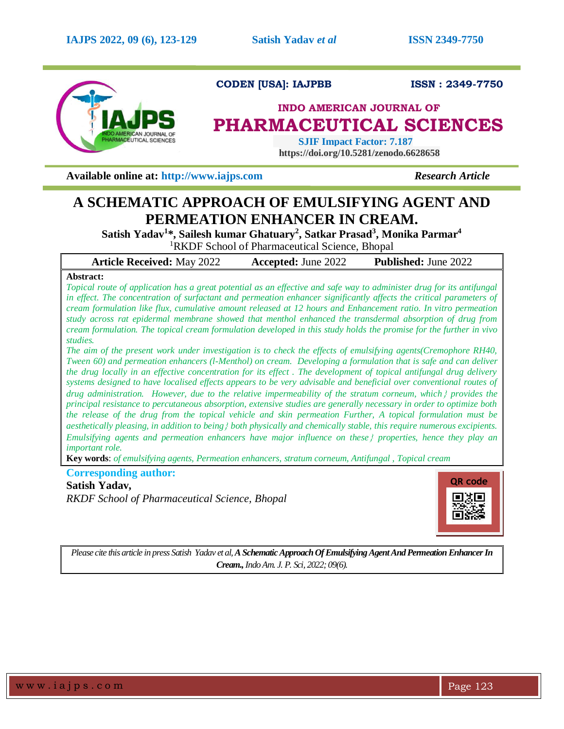CODEN [USA]: IAJPBB  ISSN : 2349-7750

**INDO AMERICAN JOURNAL OF PHARMACEUTICAL SCIENCES**

SJIF Impact Factor: 7.187
https://doi.org/10.5281/zenodo.6628658

**Available online at: http://www.iajps.com** *Research Article*

# A SCHEMATIC APPROACH OF EMULSIFYING AGENT AND PERMEATION ENHANCER IN CREAM.

**Satish Yadav[1]*, Sailesh kumar Ghatuary[2], Satkar Prasad[3], Monika Parmar[4]**

[1]RKDF School of Pharmaceutical Science, Bhopal

| **Article Received:** May 2022 | **Accepted:** June 2022 | **Published:** June 2022 |
|---|---|---|

**Abstract:**

*Topical route of application has a great potential as an effective and safe way to administer drug for its antifungal in effect. The concentration of surfactant and permeation enhancer significantly affects the critical parameters of cream formulation like flux, cumulative amount released at 12 hours and Enhancement ratio. In vitro permeation study across rat epidermal membrane showed that menthol enhanced the transdermal absorption of drug from cream formulation. The topical cream formulation developed in this study holds the promise for the further in vivo studies.*

*The aim of the present work under investigation is to check the effects of emulsifying agents(Cremophore RH40, Tween 60) and permeation enhancers (l-Menthol) on cream. Developing a formulation that is safe and can deliver the drug locally in an effective concentration for its effect . The development of topical antifungal drug delivery systems designed to have localised effects appears to be very advisable and beneficial over conventional routes of drug administration. However, due to the relative impermeability of the stratum corneum, which} provides the principal resistance to percutaneous absorption, extensive studies are generally necessary in order to optimize both the release of the drug from the topical vehicle and skin permeation Further, A topical formulation must be aesthetically pleasing, in addition to being} both physically and chemically stable, this require numerous excipients. Emulsifying agents and permeation enhancers have major influence on these} properties, hence they play an important role.*

**Key words**: *of emulsifying agents, Permeation enhancers, stratum corneum, Antifungal , Topical cream*

**Corresponding author:**

**Satish Yadav,**

*RKDF School of Pharmaceutical Science, Bhopal*

*Please cite this article in press Satish Yadav et al,* ***A Schematic Approach Of Emulsifying Agent And Permeation Enhancer In Cream.,*** *Indo Am. J. P. Sci, 2022; 09(6).*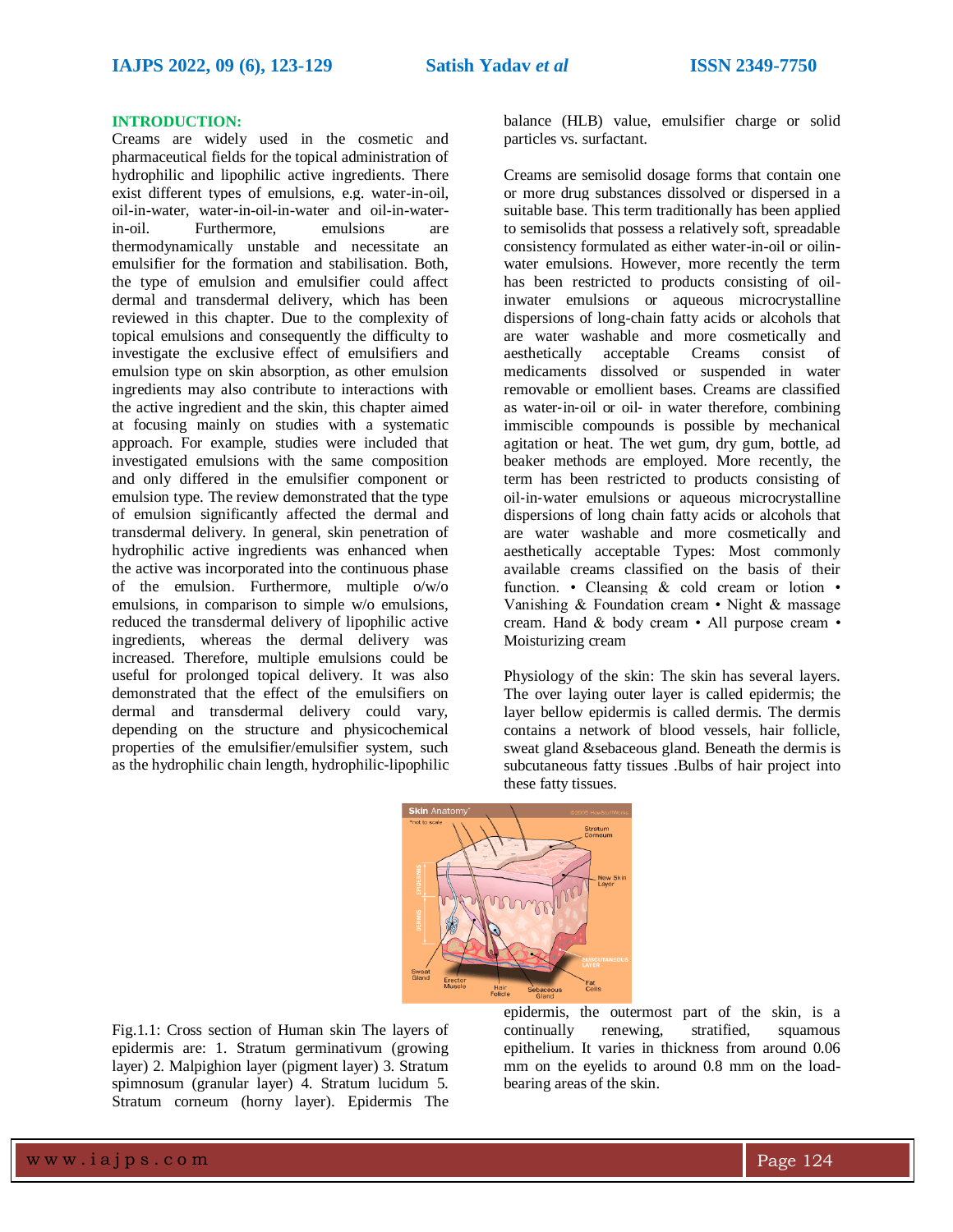## INTRODUCTION:

Creams are widely used in the cosmetic and pharmaceutical fields for the topical administration of hydrophilic and lipophilic active ingredients. There exist different types of emulsions, e.g. water-in-oil, oil-in-water, water-in-oil-in-water and oil-in-water-in-oil. Furthermore, emulsions are thermodynamically unstable and necessitate an emulsifier for the formation and stabilisation. Both, the type of emulsion and emulsifier could affect dermal and transdermal delivery, which has been reviewed in this chapter. Due to the complexity of topical emulsions and consequently the difficulty to investigate the exclusive effect of emulsifiers and emulsion type on skin absorption, as other emulsion ingredients may also contribute to interactions with the active ingredient and the skin, this chapter aimed at focusing mainly on studies with a systematic approach. For example, studies were included that investigated emulsions with the same composition and only differed in the emulsifier component or emulsion type. The review demonstrated that the type of emulsion significantly affected the dermal and transdermal delivery. In general, skin penetration of hydrophilic active ingredients was enhanced when the active was incorporated into the continuous phase of the emulsion. Furthermore, multiple o/w/o emulsions, in comparison to simple w/o emulsions, reduced the transdermal delivery of lipophilic active ingredients, whereas the dermal delivery was increased. Therefore, multiple emulsions could be useful for prolonged topical delivery. It was also demonstrated that the effect of the emulsifiers on dermal and transdermal delivery could vary, depending on the structure and physicochemical properties of the emulsifier/emulsifier system, such as the hydrophilic chain length, hydrophilic-lipophilic balance (HLB) value, emulsifier charge or solid particles vs. surfactant.

Creams are semisolid dosage forms that contain one or more drug substances dissolved or dispersed in a suitable base. This term traditionally has been applied to semisolids that possess a relatively soft, spreadable consistency formulated as either water-in-oil or oilin-water emulsions. However, more recently the term has been restricted to products consisting of oil-inwater emulsions or aqueous microcrystalline dispersions of long-chain fatty acids or alcohols that are water washable and more cosmetically and aesthetically acceptable Creams consist of medicaments dissolved or suspended in water removable or emollient bases. Creams are classified as water-in-oil or oil- in water therefore, combining immiscible compounds is possible by mechanical agitation or heat. The wet gum, dry gum, bottle, ad beaker methods are employed. More recently, the term has been restricted to products consisting of oil-in-water emulsions or aqueous microcrystalline dispersions of long chain fatty acids or alcohols that are water washable and more cosmetically and aesthetically acceptable Types: Most commonly available creams classified on the basis of their function. • Cleansing & cold cream or lotion • Vanishing & Foundation cream • Night & massage cream. Hand & body cream • All purpose cream • Moisturizing cream

Physiology of the skin: The skin has several layers. The over laying outer layer is called epidermis; the layer bellow epidermis is called dermis. The dermis contains a network of blood vessels, hair follicle, sweat gland &sebaceous gland. Beneath the dermis is subcutaneous fatty tissues .Bulbs of hair project into these fatty tissues.

Fig.1.1: Cross section of Human skin The layers of epidermis are: 1. Stratum germinativum (growing layer) 2. Malpighion layer (pigment layer) 3. Stratum spimnosum (granular layer) 4. Stratum lucidum 5. Stratum corneum (horny layer). Epidermis The epidermis, the outermost part of the skin, is a continually renewing, stratified, squamous epithelium. It varies in thickness from around 0.06 mm on the eyelids to around 0.8 mm on the load-bearing areas of the skin.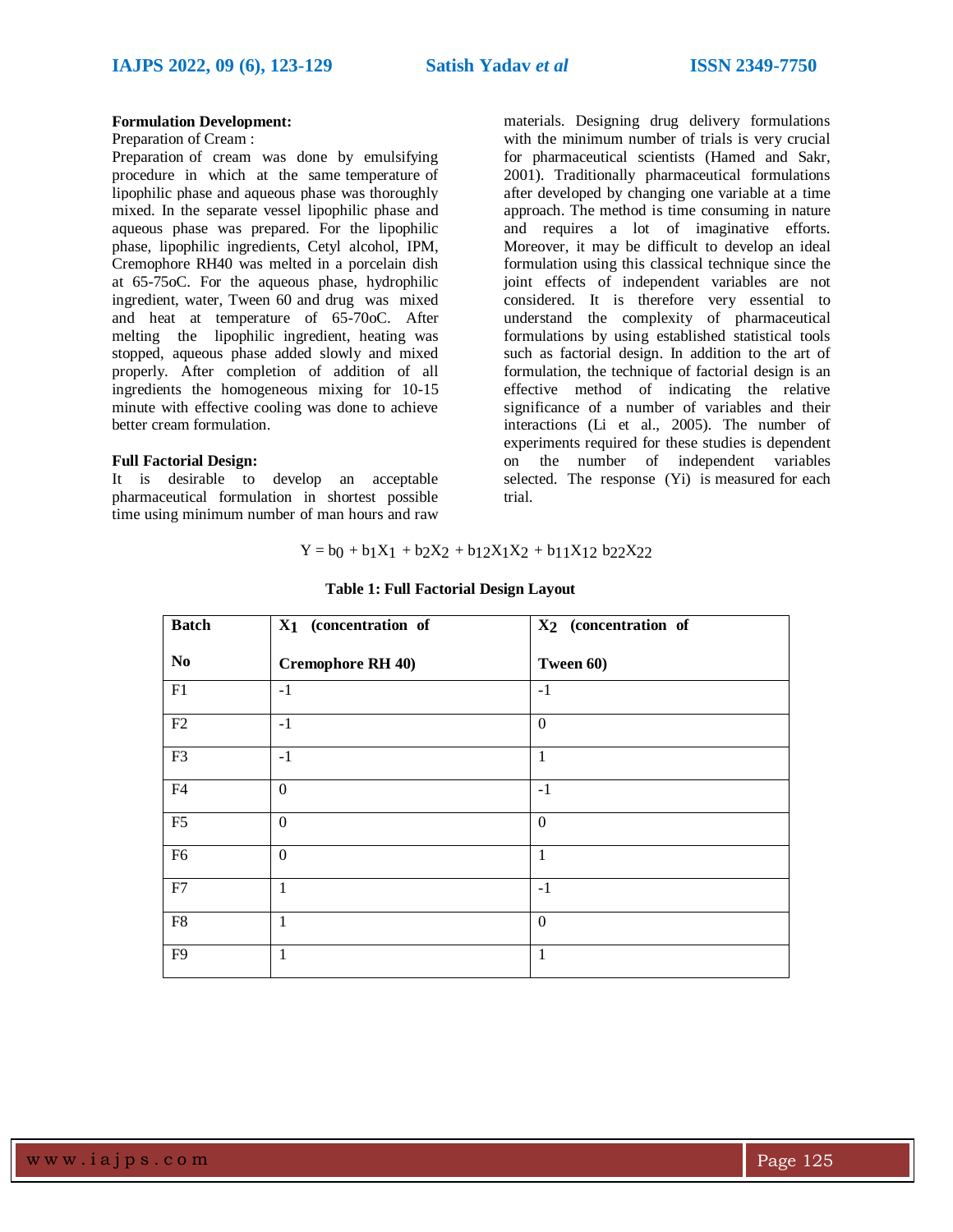**Formulation Development:**

Preparation of Cream :

Preparation of cream was done by emulsifying procedure in which at the same temperature of lipophilic phase and aqueous phase was thoroughly mixed. In the separate vessel lipophilic phase and aqueous phase was prepared. For the lipophilic phase, lipophilic ingredients, Cetyl alcohol, IPM, Cremophore RH40 was melted in a porcelain dish at 65-75oC. For the aqueous phase, hydrophilic ingredient, water, Tween 60 and drug was mixed and heat at temperature of 65-70oC. After melting the lipophilic ingredient, heating was stopped, aqueous phase added slowly and mixed properly. After completion of addition of all ingredients the homogeneous mixing for 10-15 minute with effective cooling was done to achieve better cream formulation.

**Full Factorial Design:**

It is desirable to develop an acceptable pharmaceutical formulation in shortest possible time using minimum number of man hours and raw materials. Designing drug delivery formulations with the minimum number of trials is very crucial for pharmaceutical scientists (Hamed and Sakr, 2001). Traditionally pharmaceutical formulations after developed by changing one variable at a time approach. The method is time consuming in nature and requires a lot of imaginative efforts. Moreover, it may be difficult to develop an ideal formulation using this classical technique since the joint effects of independent variables are not considered. It is therefore very essential to understand the complexity of pharmaceutical formulations by using established statistical tools such as factorial design. In addition to the art of formulation, the technique of factorial design is an effective method of indicating the relative significance of a number of variables and their interactions (Li et al., 2005). The number of experiments required for these studies is dependent on the number of independent variables selected. The response (Yi) is measured for each trial.

$$Y = b_0 + b_1X_1 + b_2X_2 + b_{12}X_1X_2 + b_{11}X_{12}\ b_{22}X_{22}$$

**Table 1: Full Factorial Design Layout**

| Batch No | $X_1$ (concentration of Cremophore RH 40) | $X_2$ (concentration of Tween 60) |
|---|---|---|
| F1 | -1 | -1 |
| F2 | -1 | 0 |
| F3 | -1 | 1 |
| F4 | 0 | -1 |
| F5 | 0 | 0 |
| F6 | 0 | 1 |
| F7 | 1 | -1 |
| F8 | 1 | 0 |
| F9 | 1 | 1 |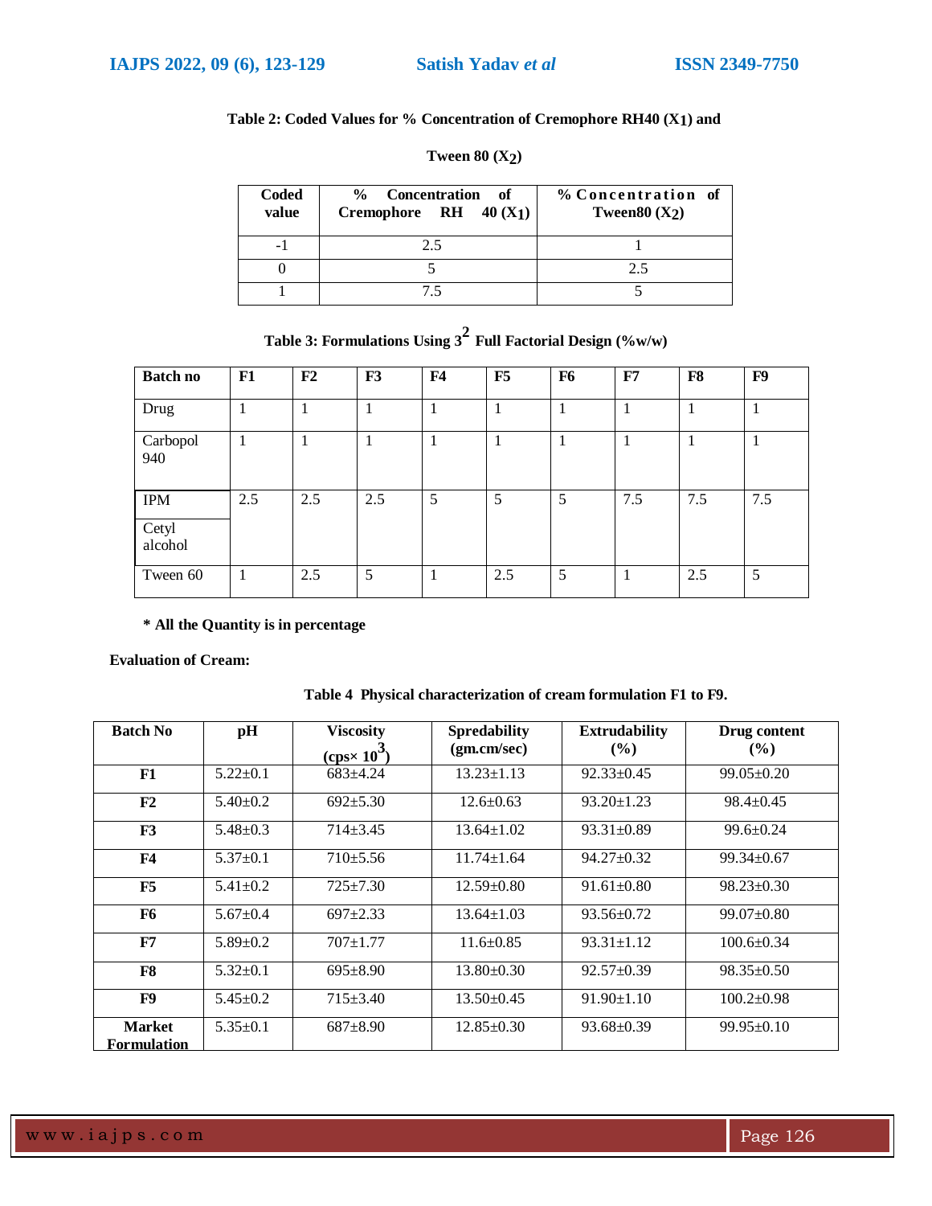**Table 2: Coded Values for % Concentration of Cremophore RH40 ($X_1$) and Tween 80 ($X_2$)**

| Coded value | % Concentration of Cremophore RH 40 ($X_1$) | % Concentration of Tween80 ($X_2$) |
|---|---|---|
| -1 | 2.5 | 1 |
| 0 | 5 | 2.5 |
| 1 | 7.5 | 5 |

**Table 3: Formulations Using $3^2$ Full Factorial Design (%w/w)**

| Batch no | F1 | F2 | F3 | F4 | F5 | F6 | F7 | F8 | F9 |
|---|---|---|---|---|---|---|---|---|---|
| Drug | 1 | 1 | 1 | 1 | 1 | 1 | 1 | 1 | 1 |
| Carbopol 940 | 1 | 1 | 1 | 1 | 1 | 1 | 1 | 1 | 1 |
| IPM<br>Cetyl alcohol | 2.5 | 2.5 | 2.5 | 5 | 5 | 5 | 7.5 | 7.5 | 7.5 |
| Tween 60 | 1 | 2.5 | 5 | 1 | 2.5 | 5 | 1 | 2.5 | 5 |

**\* All the Quantity is in percentage**

**Evaluation of Cream:**

**Table 4 Physical characterization of cream formulation F1 to F9.**

| Batch No | pH | Viscosity (cps× $10^3$) | Spredability (gm.cm/sec) | Extrudability (%) | Drug content (%) |
|---|---|---|---|---|---|
| **F1** | 5.22±0.1 | 683±4.24 | 13.23±1.13 | 92.33±0.45 | 99.05±0.20 |
| **F2** | 5.40±0.2 | 692±5.30 | 12.6±0.63 | 93.20±1.23 | 98.4±0.45 |
| **F3** | 5.48±0.3 | 714±3.45 | 13.64±1.02 | 93.31±0.89 | 99.6±0.24 |
| **F4** | 5.37±0.1 | 710±5.56 | 11.74±1.64 | 94.27±0.32 | 99.34±0.67 |
| **F5** | 5.41±0.2 | 725±7.30 | 12.59±0.80 | 91.61±0.80 | 98.23±0.30 |
| **F6** | 5.67±0.4 | 697±2.33 | 13.64±1.03 | 93.56±0.72 | 99.07±0.80 |
| **F7** | 5.89±0.2 | 707±1.77 | 11.6±0.85 | 93.31±1.12 | 100.6±0.34 |
| **F8** | 5.32±0.1 | 695±8.90 | 13.80±0.30 | 92.57±0.39 | 98.35±0.50 |
| **F9** | 5.45±0.2 | 715±3.40 | 13.50±0.45 | 91.90±1.10 | 100.2±0.98 |
| **Market Formulation** | 5.35±0.1 | 687±8.90 | 12.85±0.30 | 93.68±0.39 | 99.95±0.10 |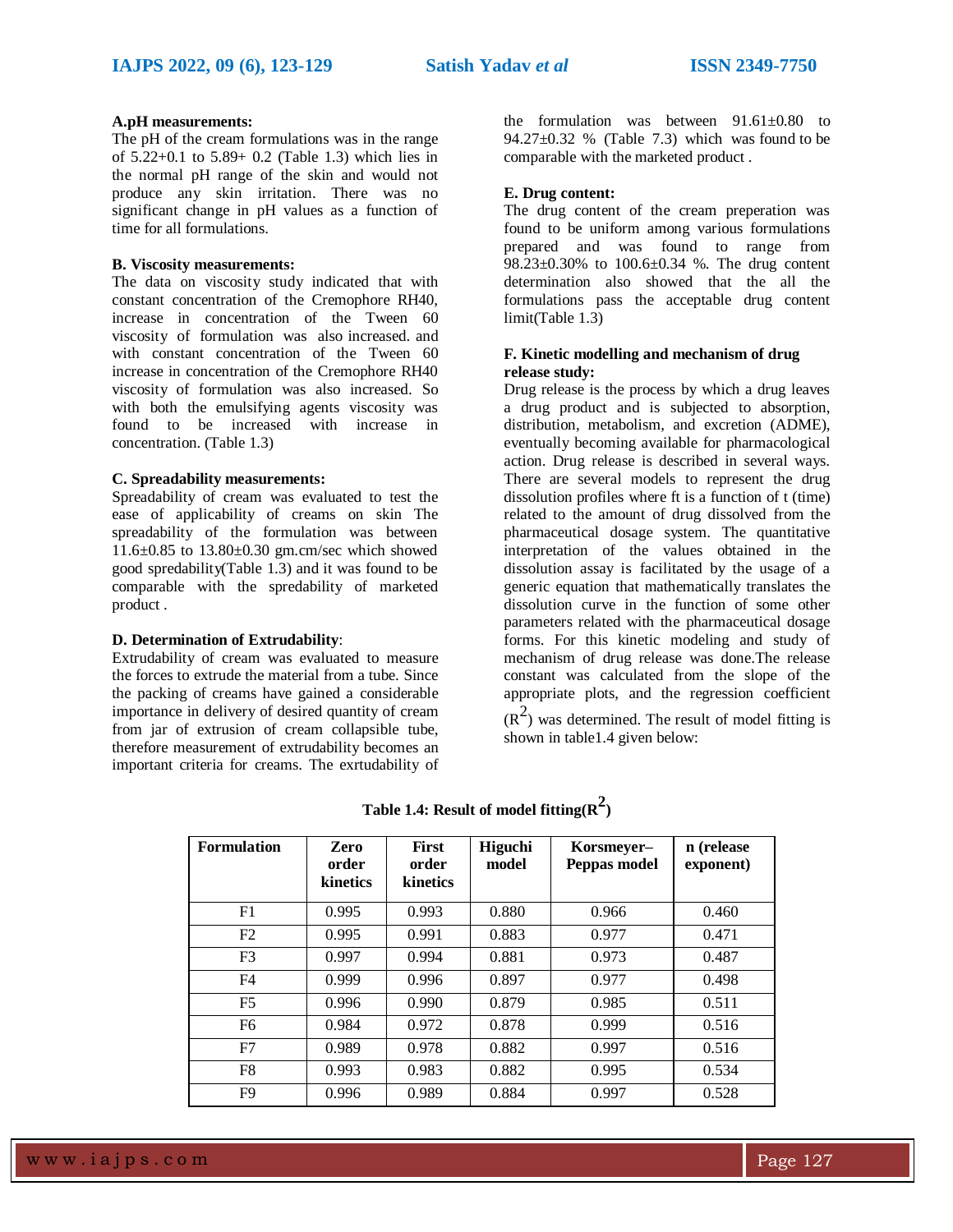### A.pH measurements:

The pH of the cream formulations was in the range of 5.22+0.1 to 5.89+ 0.2 (Table 1.3) which lies in the normal pH range of the skin and would not produce any skin irritation. There was no significant change in pH values as a function of time for all formulations.

### B. Viscosity measurements:

The data on viscosity study indicated that with constant concentration of the Cremophore RH40, increase in concentration of the Tween 60 viscosity of formulation was also increased. and with constant concentration of the Tween 60 increase in concentration of the Cremophore RH40 viscosity of formulation was also increased. So with both the emulsifying agents viscosity was found to be increased with increase in concentration. (Table 1.3)

### C. Spreadability measurements:

Spreadability of cream was evaluated to test the ease of applicability of creams on skin The spreadability of the formulation was between 11.6±0.85 to 13.80±0.30 gm.cm/sec which showed good spredability(Table 1.3) and it was found to be comparable with the spredability of marketed product .

### D. Determination of Extrudability:

Extrudability of cream was evaluated to measure the forces to extrude the material from a tube. Since the packing of creams have gained a considerable importance in delivery of desired quantity of cream from jar of extrusion of cream collapsible tube, therefore measurement of extrudability becomes an important criteria for creams. The exrtudability of the formulation was between 91.61±0.80 to 94.27±0.32 % (Table 7.3) which was found to be comparable with the marketed product .

### E. Drug content:

The drug content of the cream preperation was found to be uniform among various formulations prepared and was found to range from 98.23±0.30% to 100.6±0.34 %. The drug content determination also showed that the all the formulations pass the acceptable drug content limit(Table 1.3)

### F. Kinetic modelling and mechanism of drug release study:

Drug release is the process by which a drug leaves a drug product and is subjected to absorption, distribution, metabolism, and excretion (ADME), eventually becoming available for pharmacological action. Drug release is described in several ways. There are several models to represent the drug dissolution profiles where ft is a function of t (time) related to the amount of drug dissolved from the pharmaceutical dosage system. The quantitative interpretation of the values obtained in the dissolution assay is facilitated by the usage of a generic equation that mathematically translates the dissolution curve in the function of some other parameters related with the pharmaceutical dosage forms. For this kinetic modeling and study of mechanism of drug release was done.The release constant was calculated from the slope of the appropriate plots, and the regression coefficient ($R^2$) was determined. The result of model fitting is shown in table1.4 given below:

**Table 1.4: Result of model fitting($R^2$)**

| Formulation | Zero order kinetics | First order kinetics | Higuchi model | Korsmeyer–Peppas model | n (release exponent) |
|---|---|---|---|---|---|
| F1 | 0.995 | 0.993 | 0.880 | 0.966 | 0.460 |
| F2 | 0.995 | 0.991 | 0.883 | 0.977 | 0.471 |
| F3 | 0.997 | 0.994 | 0.881 | 0.973 | 0.487 |
| F4 | 0.999 | 0.996 | 0.897 | 0.977 | 0.498 |
| F5 | 0.996 | 0.990 | 0.879 | 0.985 | 0.511 |
| F6 | 0.984 | 0.972 | 0.878 | 0.999 | 0.516 |
| F7 | 0.989 | 0.978 | 0.882 | 0.997 | 0.516 |
| F8 | 0.993 | 0.983 | 0.882 | 0.995 | 0.534 |
| F9 | 0.996 | 0.989 | 0.884 | 0.997 | 0.528 |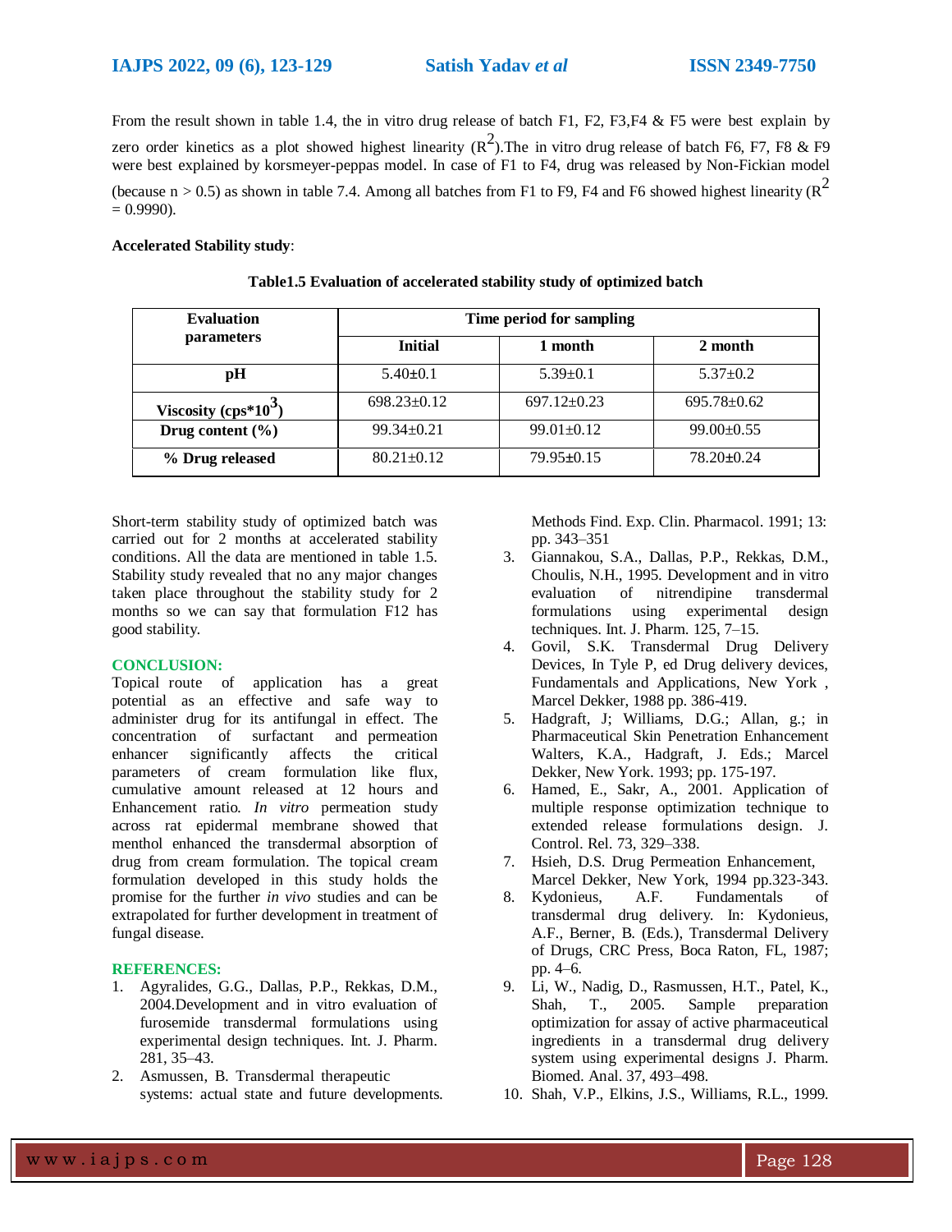From the result shown in table 1.4, the in vitro drug release of batch F1, F2, F3,F4 & F5 were best explain by zero order kinetics as a plot showed highest linearity ($R^2$).The in vitro drug release of batch F6, F7, F8 & F9 were best explained by korsmeyer-peppas model. In case of F1 to F4, drug was released by Non-Fickian model (because n > 0.5) as shown in table 7.4. Among all batches from F1 to F9, F4 and F6 showed highest linearity ($R^2$ = 0.9990).

**Accelerated Stability study**:

**Table1.5 Evaluation of accelerated stability study of optimized batch**

| Evaluation parameters | Time period for sampling | | |
|---|---|---|---|
| | Initial | 1 month | 2 month |
| pH | 5.40±0.1 | 5.39±0.1 | 5.37±0.2 |
| Viscosity (cps*$10^3$) | 698.23±0.12 | 697.12±0.23 | 695.78±0.62 |
| Drug content (%) | 99.34±0.21 | 99.01±0.12 | 99.00±0.55 |
| % Drug released | 80.21±0.12 | 79.95±0.15 | 78.20±0.24 |

Short-term stability study of optimized batch was carried out for 2 months at accelerated stability conditions. All the data are mentioned in table 1.5. Stability study revealed that no any major changes taken place throughout the stability study for 2 months so we can say that formulation F12 has good stability.

## CONCLUSION:

Topical route of application has a great potential as an effective and safe way to administer drug for its antifungal in effect. The concentration of surfactant and permeation enhancer significantly affects the critical parameters of cream formulation like flux, cumulative amount released at 12 hours and Enhancement ratio. *In vitro* permeation study across rat epidermal membrane showed that menthol enhanced the transdermal absorption of drug from cream formulation. The topical cream formulation developed in this study holds the promise for the further *in vivo* studies and can be extrapolated for further development in treatment of fungal disease.

## REFERENCES:

1. Agyralides, G.G., Dallas, P.P., Rekkas, D.M., 2004.Development and in vitro evaluation of furosemide transdermal formulations using experimental design techniques. Int. J. Pharm. 281, 35–43.
2. Asmussen, B. Transdermal therapeutic systems: actual state and future developments. Methods Find. Exp. Clin. Pharmacol. 1991; 13: pp. 343–351
3. Giannakou, S.A., Dallas, P.P., Rekkas, D.M., Choulis, N.H., 1995. Development and in vitro evaluation of nitrendipine transdermal formulations using experimental design techniques. Int. J. Pharm. 125, 7–15.
4. Govil, S.K. Transdermal Drug Delivery Devices, In Tyle P, ed Drug delivery devices, Fundamentals and Applications, New York , Marcel Dekker, 1988 pp. 386-419.
5. Hadgraft, J; Williams, D.G.; Allan, g.; in Pharmaceutical Skin Penetration Enhancement Walters, K.A., Hadgraft, J. Eds.; Marcel Dekker, New York. 1993; pp. 175-197.
6. Hamed, E., Sakr, A., 2001. Application of multiple response optimization technique to extended release formulations design. J. Control. Rel. 73, 329–338.
7. Hsieh, D.S. Drug Permeation Enhancement, Marcel Dekker, New York, 1994 pp.323-343.
8. Kydonieus, A.F. Fundamentals of transdermal drug delivery. In: Kydonieus, A.F., Berner, B. (Eds.), Transdermal Delivery of Drugs, CRC Press, Boca Raton, FL, 1987; pp. 4–6.
9. Li, W., Nadig, D., Rasmussen, H.T., Patel, K., Shah, T., 2005. Sample preparation optimization for assay of active pharmaceutical ingredients in a transdermal drug delivery system using experimental designs J. Pharm. Biomed. Anal. 37, 493–498.
10. Shah, V.P., Elkins, J.S., Williams, R.L., 1999.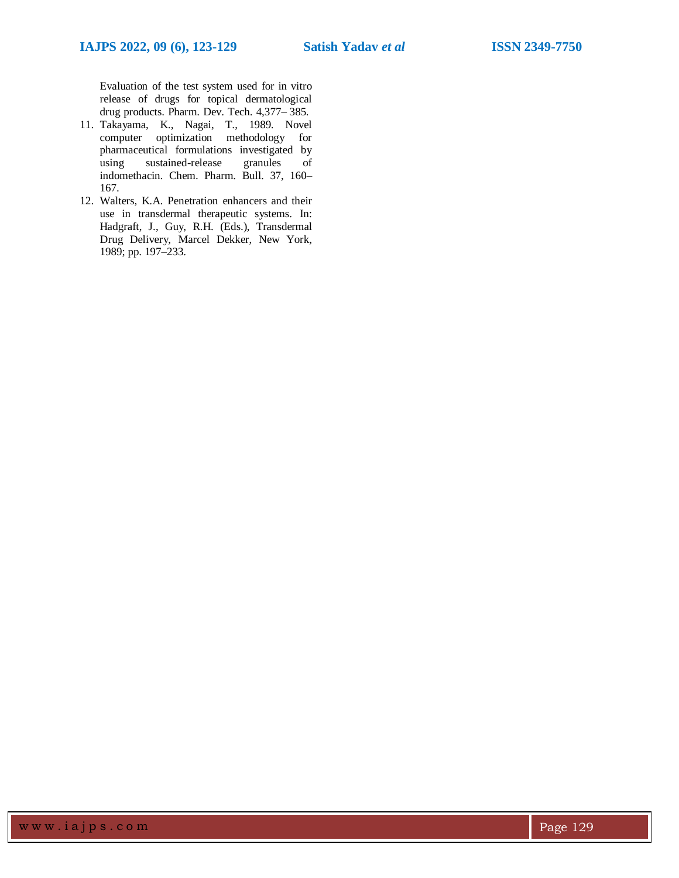Evaluation of the test system used for in vitro release of drugs for topical dermatological drug products. Pharm. Dev. Tech. 4,377– 385.

11. Takayama, K., Nagai, T., 1989. Novel computer optimization methodology for pharmaceutical formulations investigated by using sustained-release granules of indomethacin. Chem. Pharm. Bull. 37, 160–167.
12. Walters, K.A. Penetration enhancers and their use in transdermal therapeutic systems. In: Hadgraft, J., Guy, R.H. (Eds.), Transdermal Drug Delivery, Marcel Dekker, New York, 1989; pp. 197–233.